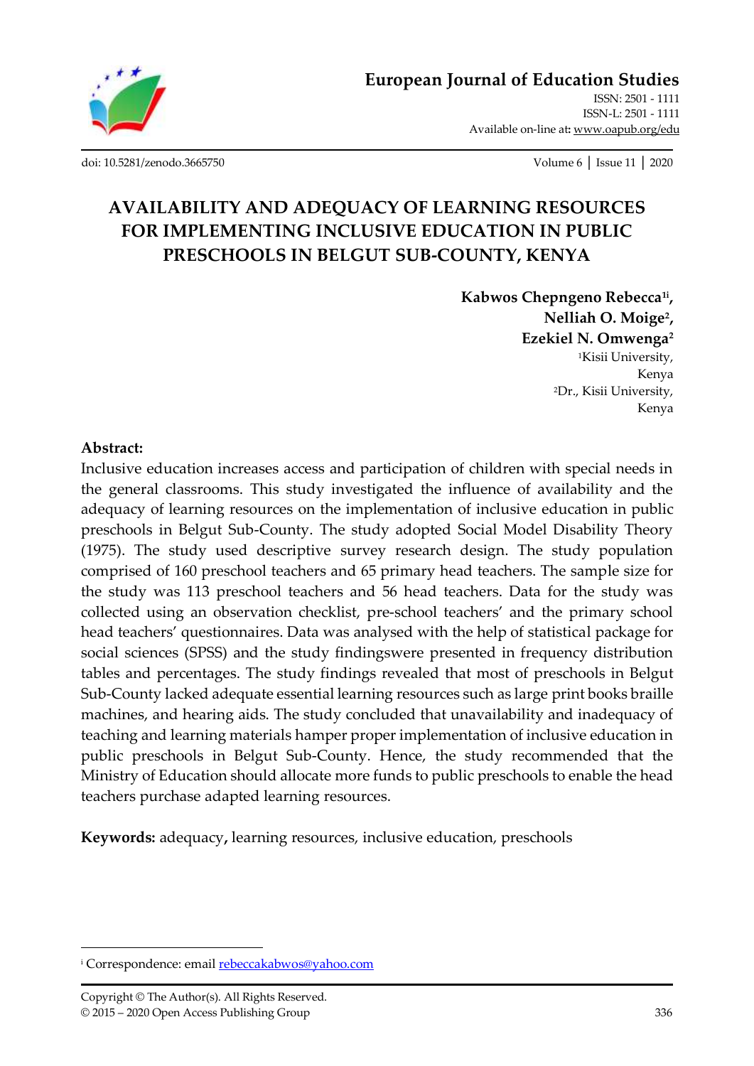# AVAILABILITY AND ADEQUACY OF LEARNING RESOURCES FOR IMPLEMENTING INCLUSIVE EDUCATION IN PUBLIC PRESCHOOLS IN BELGUT SUB-COUNTY, KENYA

**Kabwos Chepngeno Rebecca[1i], Nelliah O. Moige[2], Ezekiel N. Omwenga[2]**

[1]Kisii University, Kenya
[2]Dr., Kisii University, Kenya

**Abstract:**

Inclusive education increases access and participation of children with special needs in the general classrooms. This study investigated the influence of availability and the adequacy of learning resources on the implementation of inclusive education in public preschools in Belgut Sub-County. The study adopted Social Model Disability Theory (1975). The study used descriptive survey research design. The study population comprised of 160 preschool teachers and 65 primary head teachers. The sample size for the study was 113 preschool teachers and 56 head teachers. Data for the study was collected using an observation checklist, pre-school teachers' and the primary school head teachers' questionnaires. Data was analysed with the help of statistical package for social sciences (SPSS) and the study findingswere presented in frequency distribution tables and percentages. The study findings revealed that most of preschools in Belgut Sub-County lacked adequate essential learning resources such as large print books braille machines, and hearing aids. The study concluded that unavailability and inadequacy of teaching and learning materials hamper proper implementation of inclusive education in public preschools in Belgut Sub-County. Hence, the study recommended that the Ministry of Education should allocate more funds to public preschools to enable the head teachers purchase adapted learning resources.

**Keywords:** adequacy, learning resources, inclusive education, preschools

---

[i] Correspondence: email rebeccakabwos@yahoo.com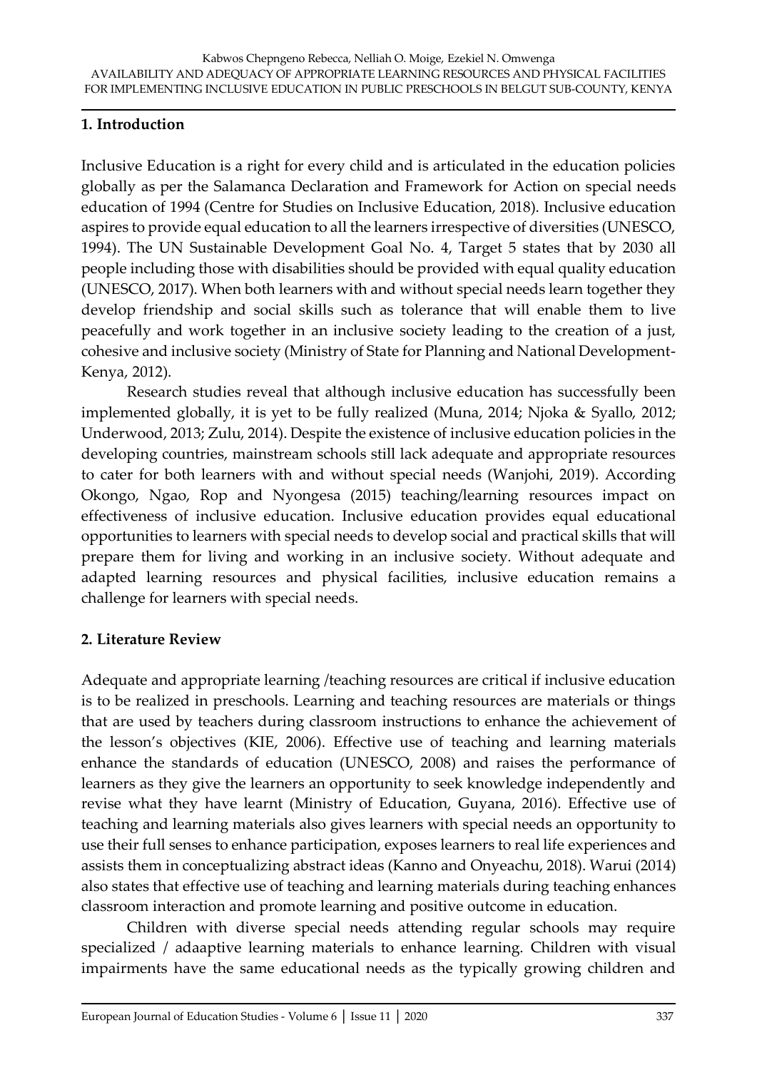## 1. Introduction

Inclusive Education is a right for every child and is articulated in the education policies globally as per the Salamanca Declaration and Framework for Action on special needs education of 1994 (Centre for Studies on Inclusive Education, 2018). Inclusive education aspires to provide equal education to all the learners irrespective of diversities (UNESCO, 1994). The UN Sustainable Development Goal No. 4, Target 5 states that by 2030 all people including those with disabilities should be provided with equal quality education (UNESCO, 2017). When both learners with and without special needs learn together they develop friendship and social skills such as tolerance that will enable them to live peacefully and work together in an inclusive society leading to the creation of a just, cohesive and inclusive society (Ministry of State for Planning and National Development-Kenya, 2012).

Research studies reveal that although inclusive education has successfully been implemented globally, it is yet to be fully realized (Muna, 2014; Njoka & Syallo, 2012; Underwood, 2013; Zulu, 2014). Despite the existence of inclusive education policies in the developing countries, mainstream schools still lack adequate and appropriate resources to cater for both learners with and without special needs (Wanjohi, 2019). According Okongo, Ngao, Rop and Nyongesa (2015) teaching/learning resources impact on effectiveness of inclusive education. Inclusive education provides equal educational opportunities to learners with special needs to develop social and practical skills that will prepare them for living and working in an inclusive society. Without adequate and adapted learning resources and physical facilities, inclusive education remains a challenge for learners with special needs.

## 2. Literature Review

Adequate and appropriate learning /teaching resources are critical if inclusive education is to be realized in preschools. Learning and teaching resources are materials or things that are used by teachers during classroom instructions to enhance the achievement of the lesson's objectives (KIE, 2006). Effective use of teaching and learning materials enhance the standards of education (UNESCO, 2008) and raises the performance of learners as they give the learners an opportunity to seek knowledge independently and revise what they have learnt (Ministry of Education, Guyana, 2016). Effective use of teaching and learning materials also gives learners with special needs an opportunity to use their full senses to enhance participation, exposes learners to real life experiences and assists them in conceptualizing abstract ideas (Kanno and Onyeachu, 2018). Warui (2014) also states that effective use of teaching and learning materials during teaching enhances classroom interaction and promote learning and positive outcome in education.

Children with diverse special needs attending regular schools may require specialized / adaaptive learning materials to enhance learning. Children with visual impairments have the same educational needs as the typically growing children and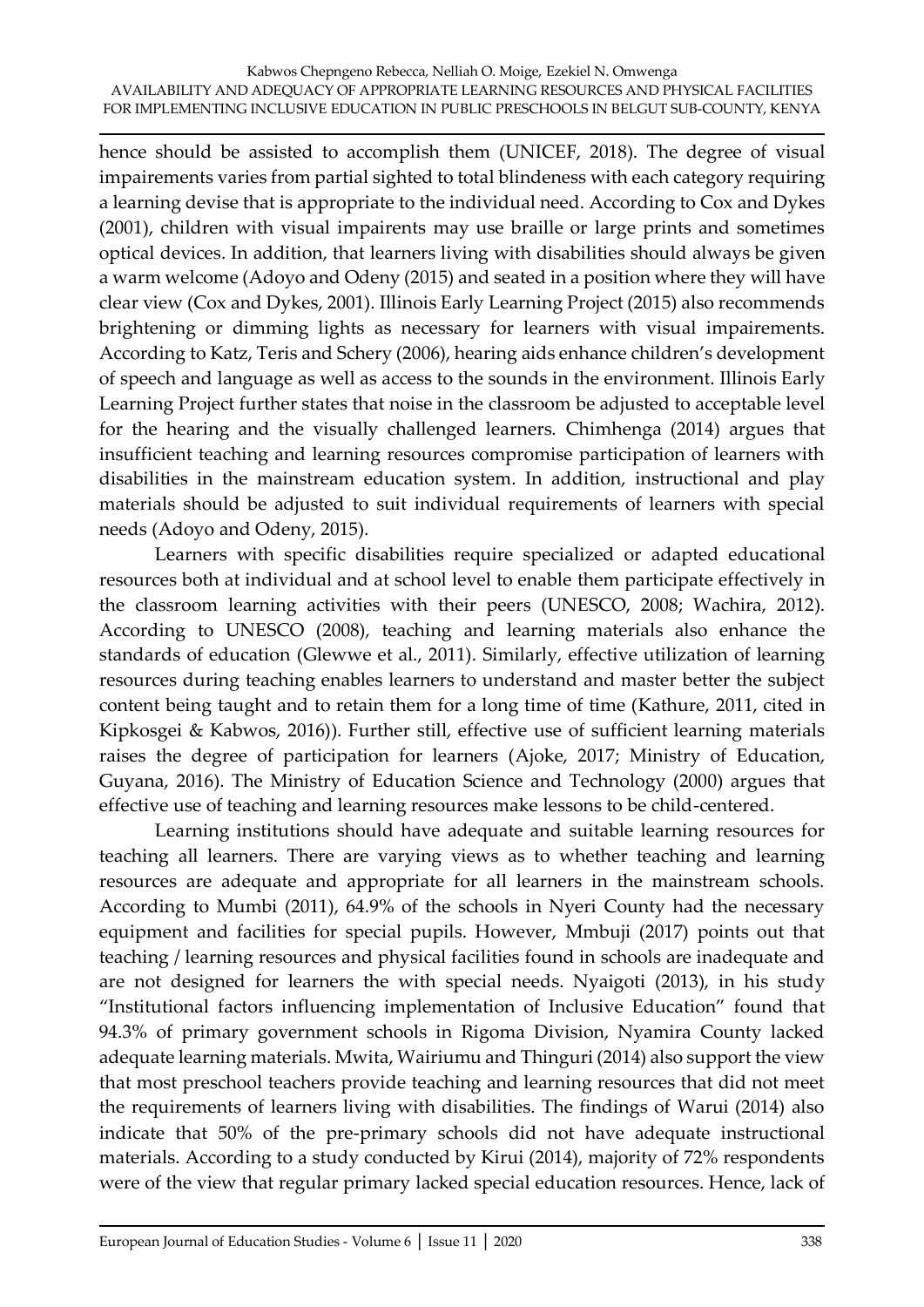hence should be assisted to accomplish them (UNICEF, 2018). The degree of visual impairements varies from partial sighted to total blindeness with each category requiring a learning devise that is appropriate to the individual need. According to Cox and Dykes (2001), children with visual impairents may use braille or large prints and sometimes optical devices. In addition, that learners living with disabilities should always be given a warm welcome (Adoyo and Odeny (2015) and seated in a position where they will have clear view (Cox and Dykes, 2001). Illinois Early Learning Project (2015) also recommends brightening or dimming lights as necessary for learners with visual impairements. According to Katz, Teris and Schery (2006), hearing aids enhance children's development of speech and language as well as access to the sounds in the environment. Illinois Early Learning Project further states that noise in the classroom be adjusted to acceptable level for the hearing and the visually challenged learners. Chimhenga (2014) argues that insufficient teaching and learning resources compromise participation of learners with disabilities in the mainstream education system. In addition, instructional and play materials should be adjusted to suit individual requirements of learners with special needs (Adoyo and Odeny, 2015).

Learners with specific disabilities require specialized or adapted educational resources both at individual and at school level to enable them participate effectively in the classroom learning activities with their peers (UNESCO, 2008; Wachira, 2012). According to UNESCO (2008), teaching and learning materials also enhance the standards of education (Glewwe et al., 2011). Similarly, effective utilization of learning resources during teaching enables learners to understand and master better the subject content being taught and to retain them for a long time of time (Kathure, 2011, cited in Kipkosgei & Kabwos, 2016)). Further still, effective use of sufficient learning materials raises the degree of participation for learners (Ajoke, 2017; Ministry of Education, Guyana, 2016). The Ministry of Education Science and Technology (2000) argues that effective use of teaching and learning resources make lessons to be child-centered.

Learning institutions should have adequate and suitable learning resources for teaching all learners. There are varying views as to whether teaching and learning resources are adequate and appropriate for all learners in the mainstream schools. According to Mumbi (2011), 64.9% of the schools in Nyeri County had the necessary equipment and facilities for special pupils. However, Mmbuji (2017) points out that teaching / learning resources and physical facilities found in schools are inadequate and are not designed for learners the with special needs. Nyaigoti (2013), in his study "Institutional factors influencing implementation of Inclusive Education" found that 94.3% of primary government schools in Rigoma Division, Nyamira County lacked adequate learning materials. Mwita, Wairiumu and Thinguri (2014) also support the view that most preschool teachers provide teaching and learning resources that did not meet the requirements of learners living with disabilities. The findings of Warui (2014) also indicate that 50% of the pre-primary schools did not have adequate instructional materials. According to a study conducted by Kirui (2014), majority of 72% respondents were of the view that regular primary lacked special education resources. Hence, lack of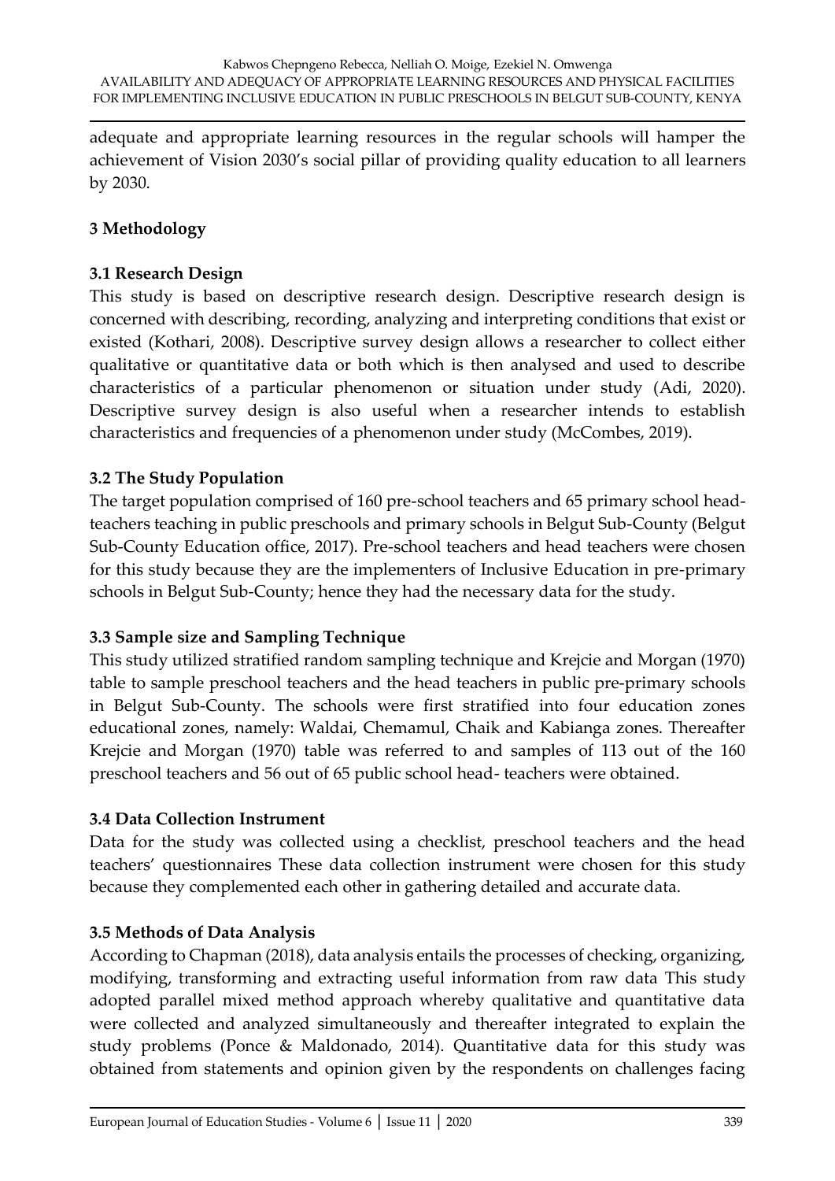adequate and appropriate learning resources in the regular schools will hamper the achievement of Vision 2030's social pillar of providing quality education to all learners by 2030.

## 3 Methodology

### 3.1 Research Design

This study is based on descriptive research design. Descriptive research design is concerned with describing, recording, analyzing and interpreting conditions that exist or existed (Kothari, 2008). Descriptive survey design allows a researcher to collect either qualitative or quantitative data or both which is then analysed and used to describe characteristics of a particular phenomenon or situation under study (Adi, 2020). Descriptive survey design is also useful when a researcher intends to establish characteristics and frequencies of a phenomenon under study (McCombes, 2019).

### 3.2 The Study Population

The target population comprised of 160 pre-school teachers and 65 primary school head-teachers teaching in public preschools and primary schools in Belgut Sub-County (Belgut Sub-County Education office, 2017). Pre-school teachers and head teachers were chosen for this study because they are the implementers of Inclusive Education in pre-primary schools in Belgut Sub-County; hence they had the necessary data for the study.

### 3.3 Sample size and Sampling Technique

This study utilized stratified random sampling technique and Krejcie and Morgan (1970) table to sample preschool teachers and the head teachers in public pre-primary schools in Belgut Sub-County. The schools were first stratified into four education zones educational zones, namely: Waldai, Chemamul, Chaik and Kabianga zones. Thereafter Krejcie and Morgan (1970) table was referred to and samples of 113 out of the 160 preschool teachers and 56 out of 65 public school head- teachers were obtained.

### 3.4 Data Collection Instrument

Data for the study was collected using a checklist, preschool teachers and the head teachers' questionnaires These data collection instrument were chosen for this study because they complemented each other in gathering detailed and accurate data.

### 3.5 Methods of Data Analysis

According to Chapman (2018), data analysis entails the processes of checking, organizing, modifying, transforming and extracting useful information from raw data This study adopted parallel mixed method approach whereby qualitative and quantitative data were collected and analyzed simultaneously and thereafter integrated to explain the study problems (Ponce & Maldonado, 2014). Quantitative data for this study was obtained from statements and opinion given by the respondents on challenges facing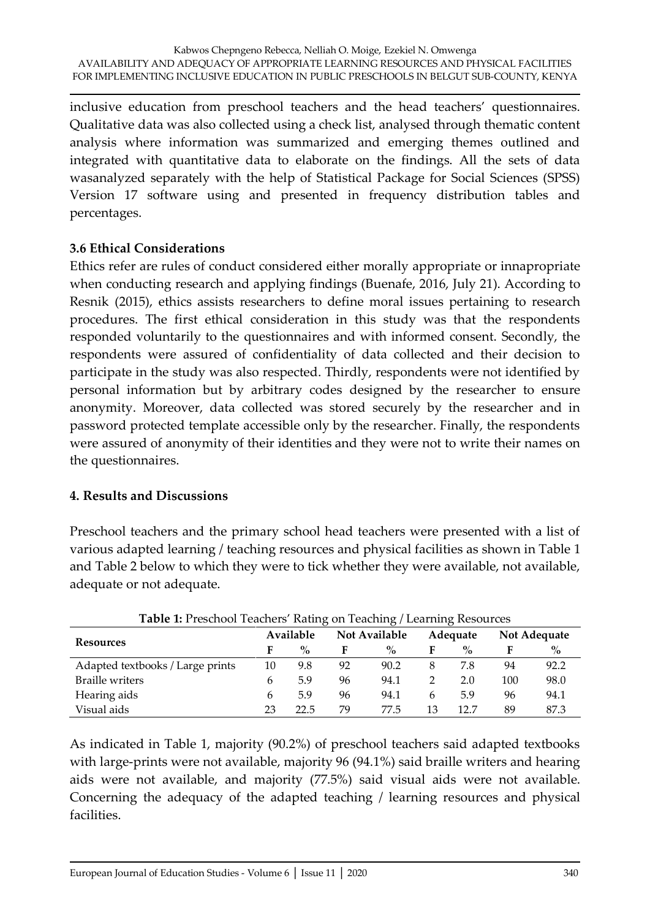inclusive education from preschool teachers and the head teachers' questionnaires. Qualitative data was also collected using a check list, analysed through thematic content analysis where information was summarized and emerging themes outlined and integrated with quantitative data to elaborate on the findings. All the sets of data wasanalyzed separately with the help of Statistical Package for Social Sciences (SPSS) Version 17 software using and presented in frequency distribution tables and percentages.

### 3.6 Ethical Considerations

Ethics refer are rules of conduct considered either morally appropriate or innapropriate when conducting research and applying findings (Buenafe, 2016, July 21). According to Resnik (2015), ethics assists researchers to define moral issues pertaining to research procedures. The first ethical consideration in this study was that the respondents responded voluntarily to the questionnaires and with informed consent. Secondly, the respondents were assured of confidentiality of data collected and their decision to participate in the study was also respected. Thirdly, respondents were not identified by personal information but by arbitrary codes designed by the researcher to ensure anonymity. Moreover, data collected was stored securely by the researcher and in password protected template accessible only by the researcher. Finally, the respondents were assured of anonymity of their identities and they were not to write their names on the questionnaires.

## 4. Results and Discussions

Preschool teachers and the primary school head teachers were presented with a list of various adapted learning / teaching resources and physical facilities as shown in Table 1 and Table 2 below to which they were to tick whether they were available, not available, adequate or not adequate.

**Table 1:** Preschool Teachers' Rating on Teaching / Learning Resources

| Resources | Available | | Not Available | | Adequate | | Not Adequate | |
|---|---|---|---|---|---|---|---|---|
| | F | % | F | % | F | % | F | % |
| Adapted textbooks / Large prints | 10 | 9.8 | 92 | 90.2 | 8 | 7.8 | 94 | 92.2 |
| Braille writers | 6 | 5.9 | 96 | 94.1 | 2 | 2.0 | 100 | 98.0 |
| Hearing aids | 6 | 5.9 | 96 | 94.1 | 6 | 5.9 | 96 | 94.1 |
| Visual aids | 23 | 22.5 | 79 | 77.5 | 13 | 12.7 | 89 | 87.3 |

As indicated in Table 1, majority (90.2%) of preschool teachers said adapted textbooks with large-prints were not available, majority 96 (94.1%) said braille writers and hearing aids were not available, and majority (77.5%) said visual aids were not available. Concerning the adequacy of the adapted teaching / learning resources and physical facilities.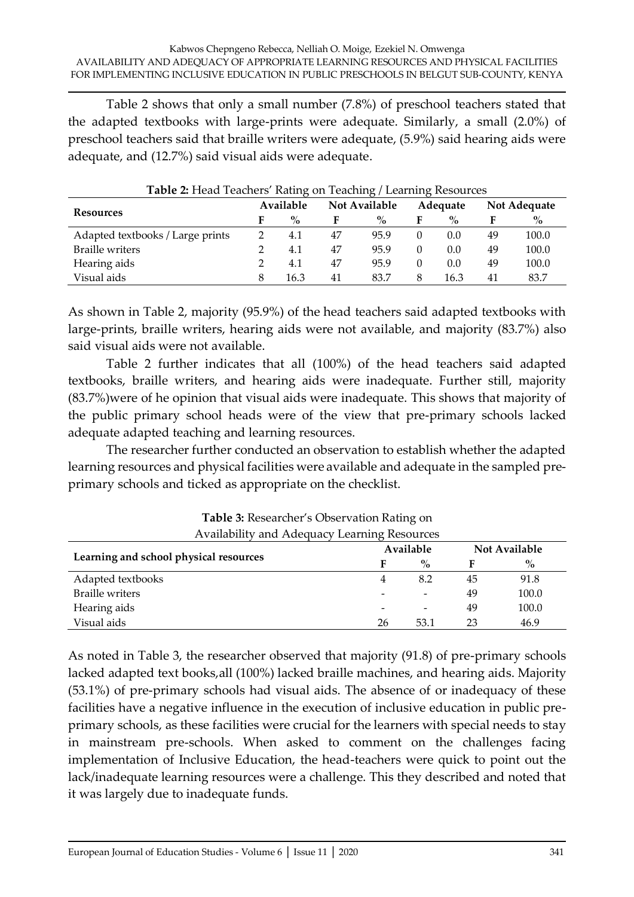Table 2 shows that only a small number (7.8%) of preschool teachers stated that the adapted textbooks with large-prints were adequate. Similarly, a small (2.0%) of preschool teachers said that braille writers were adequate, (5.9%) said hearing aids were adequate, and (12.7%) said visual aids were adequate.

**Table 2:** Head Teachers' Rating on Teaching / Learning Resources

| Resources | Available | | Not Available | | Adequate | | Not Adequate | |
|---|---|---|---|---|---|---|---|---|
| | F | % | F | % | F | % | F | % |
| Adapted textbooks / Large prints | 2 | 4.1 | 47 | 95.9 | 0 | 0.0 | 49 | 100.0 |
| Braille writers | 2 | 4.1 | 47 | 95.9 | 0 | 0.0 | 49 | 100.0 |
| Hearing aids | 2 | 4.1 | 47 | 95.9 | 0 | 0.0 | 49 | 100.0 |
| Visual aids | 8 | 16.3 | 41 | 83.7 | 8 | 16.3 | 41 | 83.7 |

As shown in Table 2, majority (95.9%) of the head teachers said adapted textbooks with large-prints, braille writers, hearing aids were not available, and majority (83.7%) also said visual aids were not available.

Table 2 further indicates that all (100%) of the head teachers said adapted textbooks, braille writers, and hearing aids were inadequate. Further still, majority (83.7%)were of he opinion that visual aids were inadequate. This shows that majority of the public primary school heads were of the view that pre-primary schools lacked adequate adapted teaching and learning resources.

The researcher further conducted an observation to establish whether the adapted learning resources and physical facilities were available and adequate in the sampled pre-primary schools and ticked as appropriate on the checklist.

**Table 3:** Researcher's Observation Rating on Availability and Adequacy Learning Resources

| Learning and school physical resources | Available | | Not Available | |
|---|---|---|---|---|
| | F | % | F | % |
| Adapted textbooks | 4 | 8.2 | 45 | 91.8 |
| Braille writers | - | - | 49 | 100.0 |
| Hearing aids | - | - | 49 | 100.0 |
| Visual aids | 26 | 53.1 | 23 | 46.9 |

As noted in Table 3, the researcher observed that majority (91.8) of pre-primary schools lacked adapted text books,all (100%) lacked braille machines, and hearing aids. Majority (53.1%) of pre-primary schools had visual aids. The absence of or inadequacy of these facilities have a negative influence in the execution of inclusive education in public pre-primary schools, as these facilities were crucial for the learners with special needs to stay in mainstream pre-schools. When asked to comment on the challenges facing implementation of Inclusive Education, the head-teachers were quick to point out the lack/inadequate learning resources were a challenge. This they described and noted that it was largely due to inadequate funds.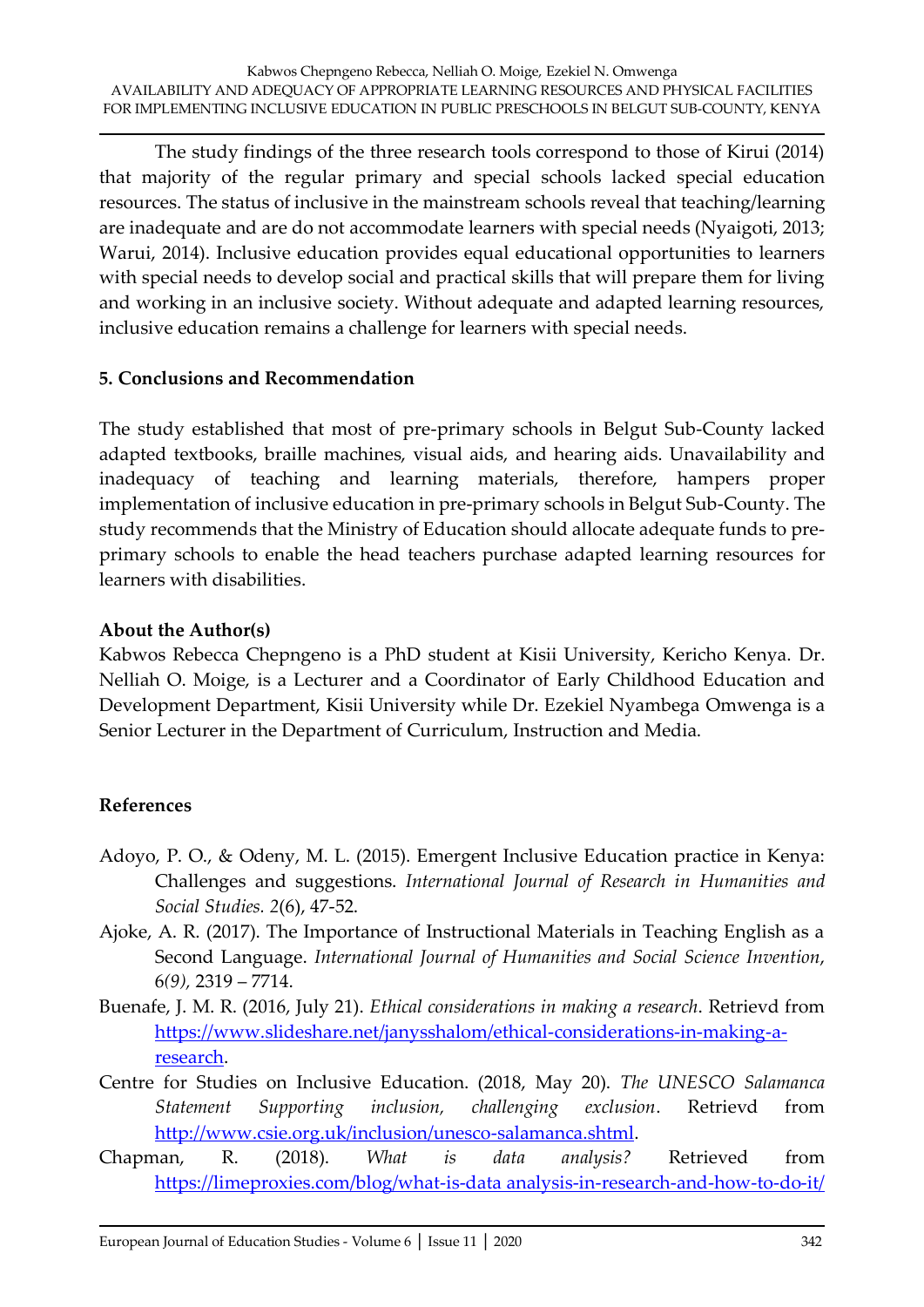The study findings of the three research tools correspond to those of Kirui (2014) that majority of the regular primary and special schools lacked special education resources. The status of inclusive in the mainstream schools reveal that teaching/learning are inadequate and are do not accommodate learners with special needs (Nyaigoti, 2013; Warui, 2014). Inclusive education provides equal educational opportunities to learners with special needs to develop social and practical skills that will prepare them for living and working in an inclusive society. Without adequate and adapted learning resources, inclusive education remains a challenge for learners with special needs.

## 5. Conclusions and Recommendation

The study established that most of pre-primary schools in Belgut Sub-County lacked adapted textbooks, braille machines, visual aids, and hearing aids. Unavailability and inadequacy of teaching and learning materials, therefore, hampers proper implementation of inclusive education in pre-primary schools in Belgut Sub-County. The study recommends that the Ministry of Education should allocate adequate funds to pre-primary schools to enable the head teachers purchase adapted learning resources for learners with disabilities.

## About the Author(s)

Kabwos Rebecca Chepngeno is a PhD student at Kisii University, Kericho Kenya. Dr. Nelliah O. Moige, is a Lecturer and a Coordinator of Early Childhood Education and Development Department, Kisii University while Dr. Ezekiel Nyambega Omwenga is a Senior Lecturer in the Department of Curriculum, Instruction and Media.

## References

Adoyo, P. O., & Odeny, M. L. (2015). Emergent Inclusive Education practice in Kenya: Challenges and suggestions. *International Journal of Research in Humanities and Social Studies. 2*(6), 47-52.

Ajoke, A. R. (2017). The Importance of Instructional Materials in Teaching English as a Second Language. *International Journal of Humanities and Social Science Invention*, 6*(9),* 2319 – 7714.

Buenafe, J. M. R. (2016, July 21). *Ethical considerations in making a research*. Retrievd from https://www.slideshare.net/janysshalom/ethical-considerations-in-making-a-research.

Centre for Studies on Inclusive Education. (2018, May 20). *The UNESCO Salamanca Statement Supporting inclusion, challenging exclusion*. Retrievd from http://www.csie.org.uk/inclusion/unesco-salamanca.shtml.

Chapman, R. (2018). *What is data analysis?* Retrieved from https://limeproxies.com/blog/what-is-data analysis-in-research-and-how-to-do-it/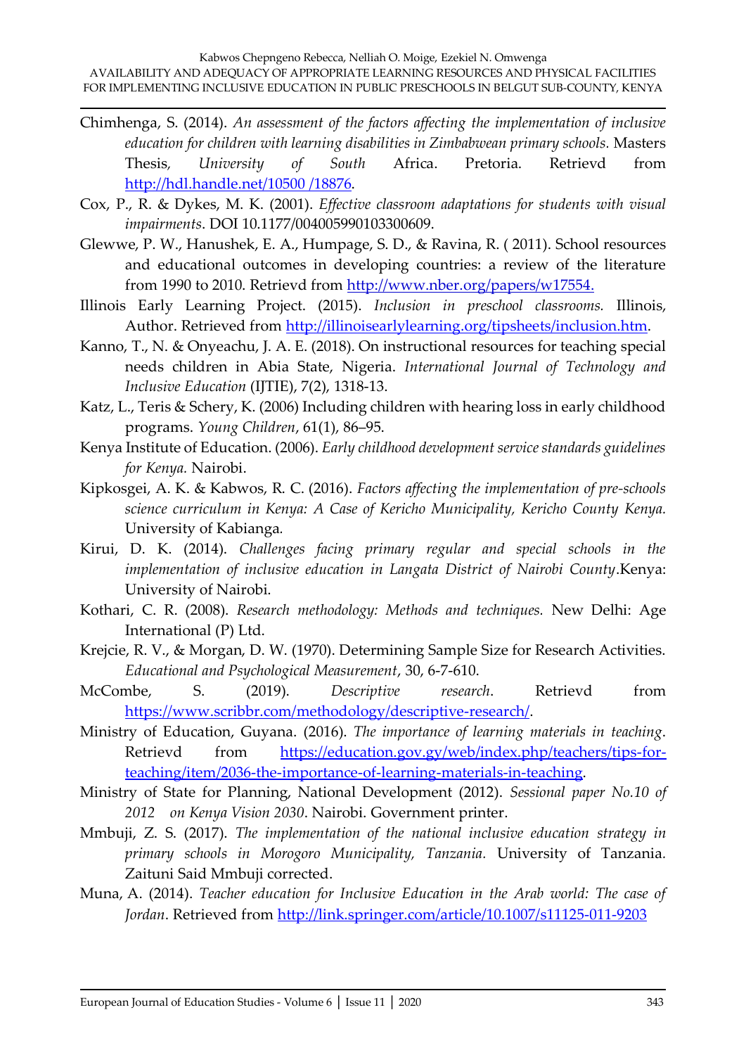Chimhenga, S. (2014). *An assessment of the factors affecting the implementation of inclusive education for children with learning disabilities in Zimbabwean primary schools*. Masters Thesis, *University of South* Africa. Pretoria. Retrievd from http://hdl.handle.net/10500 /18876.

Cox, P., R. & Dykes, M. K. (2001). *Effective classroom adaptations for students with visual impairments*. DOI 10.1177/004005990103300609.

Glewwe, P. W., Hanushek, E. A., Humpage, S. D., & Ravina, R. ( 2011). School resources and educational outcomes in developing countries: a review of the literature from 1990 to 2010. Retrievd from http://www.nber.org/papers/w17554.

Illinois Early Learning Project. (2015). *Inclusion in preschool classrooms.* Illinois, Author. Retrieved from http://illinoisearlylearning.org/tipsheets/inclusion.htm.

Kanno, T., N. & Onyeachu, J. A. E. (2018). On instructional resources for teaching special needs children in Abia State, Nigeria. *International Journal of Technology and Inclusive Education* (IJTIE), 7(2), 1318-13.

Katz, L., Teris & Schery, K. (2006) Including children with hearing loss in early childhood programs. *Young Children*, 61(1), 86–95.

Kenya Institute of Education. (2006). *Early childhood development service standards guidelines for Kenya.* Nairobi.

Kipkosgei, A. K. & Kabwos, R. C. (2016). *Factors affecting the implementation of pre-schools science curriculum in Kenya: A Case of Kericho Municipality, Kericho County Kenya.* University of Kabianga.

Kirui, D. K. (2014). *Challenges facing primary regular and special schools in the implementation of inclusive education in Langata District of Nairobi County*.Kenya: University of Nairobi.

Kothari, C. R. (2008). *Research methodology: Methods and techniques.* New Delhi: Age International (P) Ltd.

Krejcie, R. V., & Morgan, D. W. (1970). Determining Sample Size for Research Activities. *Educational and Psychological Measurement*, 30, 6-7-610.

McCombe, S. (2019). *Descriptive research*. Retrievd from https://www.scribbr.com/methodology/descriptive-research/.

Ministry of Education, Guyana. (2016). *The importance of learning materials in teaching*. Retrievd from https://education.gov.gy/web/index.php/teachers/tips-for-teaching/item/2036-the-importance-of-learning-materials-in-teaching.

Ministry of State for Planning, National Development (2012). *Sessional paper No.10 of 2012 on Kenya Vision 2030*. Nairobi. Government printer.

Mmbuji, Z. S. (2017). *The implementation of the national inclusive education strategy in primary schools in Morogoro Municipality, Tanzania.* University of Tanzania. Zaituni Said Mmbuji corrected.

Muna, A. (2014). *Teacher education for Inclusive Education in the Arab world: The case of Jordan*. Retrieved from http://link.springer.com/article/10.1007/s11125-011-9203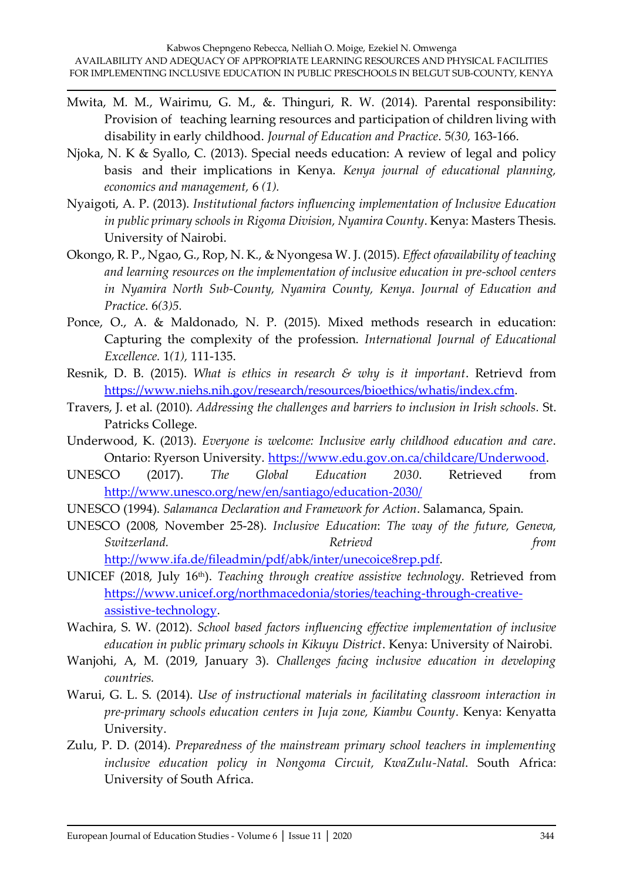Mwita, M. M., Wairimu, G. M., &. Thinguri, R. W. (2014). Parental responsibility: Provision of teaching learning resources and participation of children living with disability in early childhood. *Journal of Education and Practice*. 5*(30,* 163-166.

Njoka, N. K & Syallo, C. (2013). Special needs education: A review of legal and policy basis and their implications in Kenya. *Kenya journal of educational planning, economics and management,* 6 *(1).*

Nyaigoti, A. P. (2013). *Institutional factors influencing implementation of Inclusive Education in public primary schools in Rigoma Division, Nyamira County*. Kenya: Masters Thesis. University of Nairobi.

Okongo, R. P., Ngao, G., Rop, N. K., & Nyongesa W. J. (2015). *Effect ofavailability of teaching and learning resources on the implementation of inclusive education in pre-school centers in Nyamira North Sub-County, Nyamira County, Kenya*. *Journal of Education and Practice*. 6*(3)5.*

Ponce, O., A. & Maldonado, N. P. (2015). Mixed methods research in education: Capturing the complexity of the profession. *International Journal of Educational Excellence.* 1*(1),* 111-135.

Resnik, D. B. (2015). *What is ethics in research & why is it important*. Retrievd from https://www.niehs.nih.gov/research/resources/bioethics/whatis/index.cfm.

Travers, J. et al. (2010). *Addressing the challenges and barriers to inclusion in Irish schools.* St. Patricks College.

Underwood, K. (2013). *Everyone is welcome: Inclusive early childhood education and care*. Ontario: Ryerson University. https://www.edu.gov.on.ca/childcare/Underwood.

UNESCO (2017). *The Global Education 2030*. Retrieved from http://www.unesco.org/new/en/santiago/education-2030/

UNESCO (1994). *Salamanca Declaration and Framework for Action*. Salamanca, Spain.

UNESCO (2008, November 25-28). *Inclusive Education*: *The way of the future, Geneva, Switzerland. Retrievd from* http://www.ifa.de/fileadmin/pdf/abk/inter/unecoice8rep.pdf.

UNICEF (2018, July 16th). *Teaching through creative assistive technology.* Retrieved from https://www.unicef.org/northmacedonia/stories/teaching-through-creative-assistive-technology.

Wachira, S. W. (2012). *School based factors influencing effective implementation of inclusive education in public primary schools in Kikuyu District*. Kenya: University of Nairobi.

Wanjohi, A, M. (2019, January 3). *Challenges facing inclusive education in developing countries.*

Warui, G. L. S. (2014). *Use of instructional materials in facilitating classroom interaction in pre-primary schools education centers in Juja zone, Kiambu County*. Kenya: Kenyatta University.

Zulu, P. D. (2014). *Preparedness of the mainstream primary school teachers in implementing inclusive education policy in Nongoma Circuit, KwaZulu-Natal*. South Africa: University of South Africa.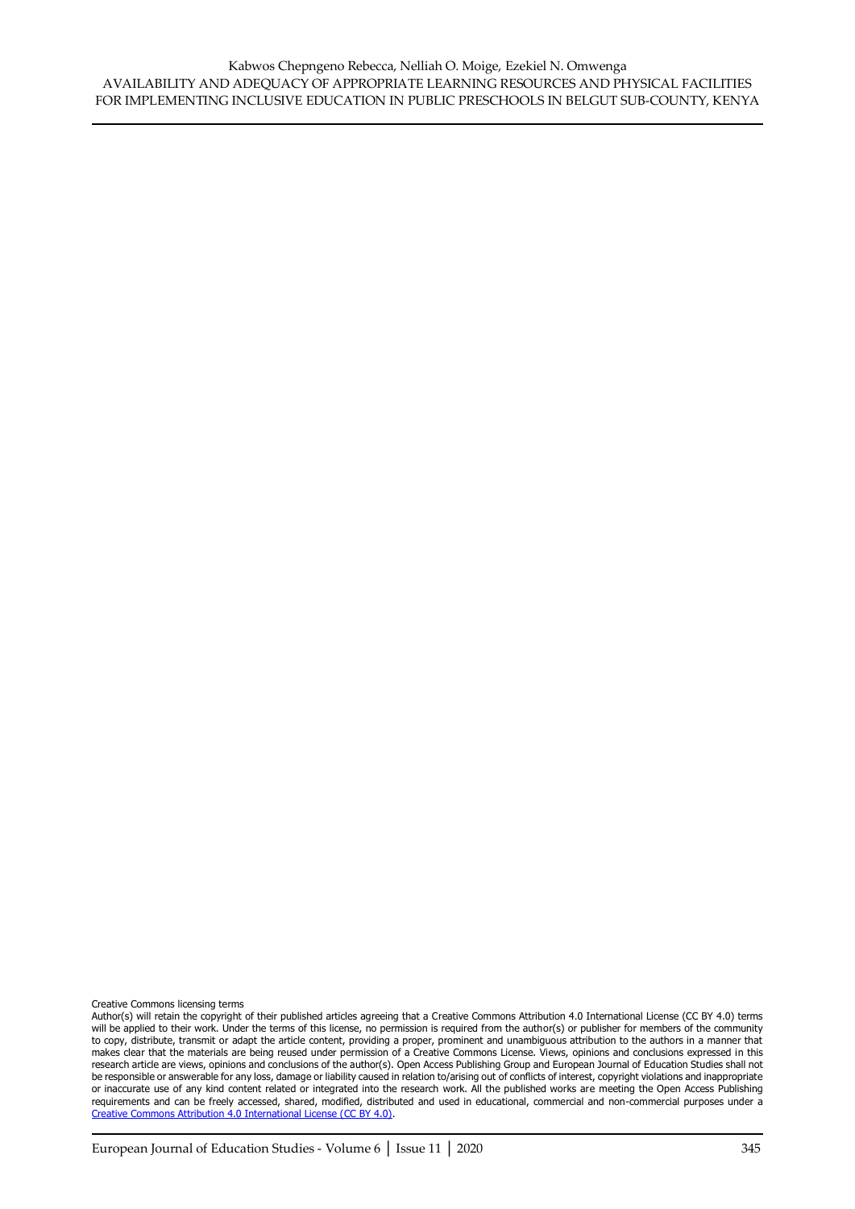Creative Commons licensing terms

Author(s) will retain the copyright of their published articles agreeing that a Creative Commons Attribution 4.0 International License (CC BY 4.0) terms will be applied to their work. Under the terms of this license, no permission is required from the author(s) or publisher for members of the community to copy, distribute, transmit or adapt the article content, providing a proper, prominent and unambiguous attribution to the authors in a manner that makes clear that the materials are being reused under permission of a Creative Commons License. Views, opinions and conclusions expressed in this research article are views, opinions and conclusions of the author(s). Open Access Publishing Group and European Journal of Education Studies shall not be responsible or answerable for any loss, damage or liability caused in relation to/arising out of conflicts of interest, copyright violations and inappropriate or inaccurate use of any kind content related or integrated into the research work. All the published works are meeting the Open Access Publishing requirements and can be freely accessed, shared, modified, distributed and used in educational, commercial and non-commercial purposes under a Creative Commons Attribution 4.0 International License (CC BY 4.0).